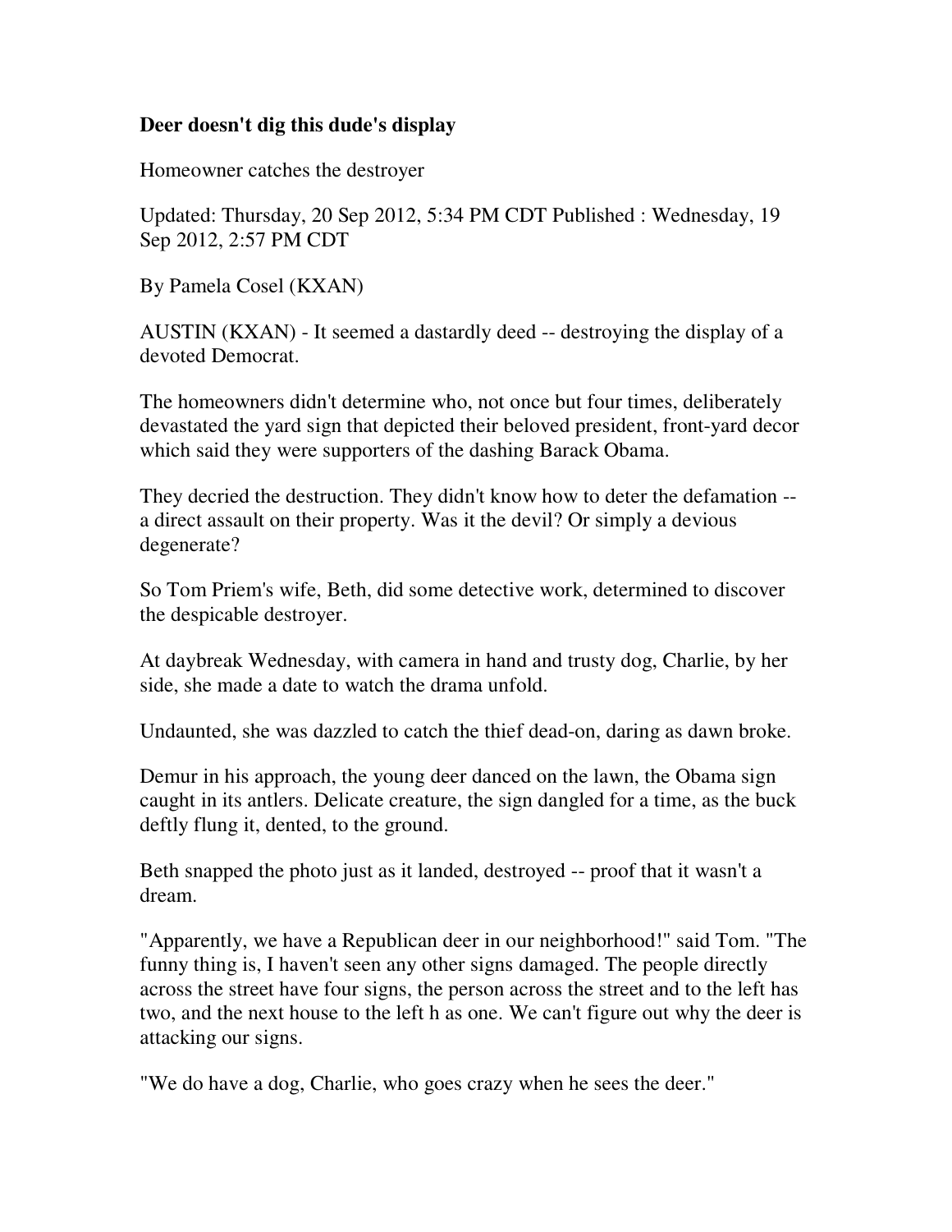**Deer doesn't dig this dude's display**

Homeowner catches the destroyer

Updated: Thursday, 20 Sep 2012, 5:34 PM CDT Published : Wednesday, 19 Sep 2012, 2:57 PM CDT

By Pamela Cosel (KXAN)

AUSTIN (KXAN) - It seemed a dastardly deed -- destroying the display of a devoted Democrat.

The homeowners didn't determine who, not once but four times, deliberately devastated the yard sign that depicted their beloved president, front-yard decor which said they were supporters of the dashing Barack Obama.

They decried the destruction. They didn't know how to deter the defamation -- a direct assault on their property. Was it the devil? Or simply a devious degenerate?

So Tom Priem's wife, Beth, did some detective work, determined to discover the despicable destroyer.

At daybreak Wednesday, with camera in hand and trusty dog, Charlie, by her side, she made a date to watch the drama unfold.

Undaunted, she was dazzled to catch the thief dead-on, daring as dawn broke.

Demur in his approach, the young deer danced on the lawn, the Obama sign caught in its antlers. Delicate creature, the sign dangled for a time, as the buck deftly flung it, dented, to the ground.

Beth snapped the photo just as it landed, destroyed -- proof that it wasn't a dream.

"Apparently, we have a Republican deer in our neighborhood!" said Tom. "The funny thing is, I haven't seen any other signs damaged. The people directly across the street have four signs, the person across the street and to the left has two, and the next house to the left h as one. We can't figure out why the deer is attacking our signs.

"We do have a dog, Charlie, who goes crazy when he sees the deer."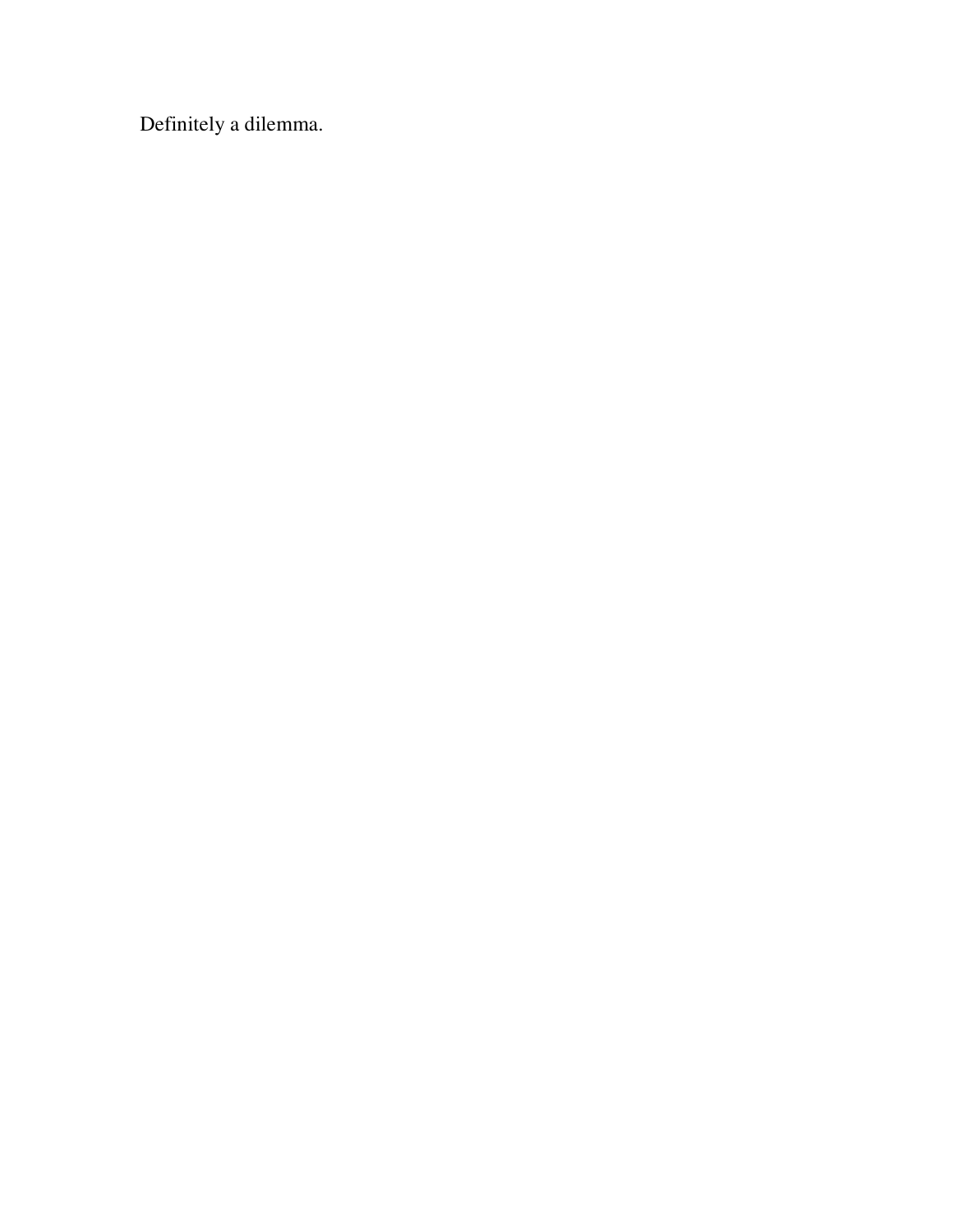Definitely a dilemma.